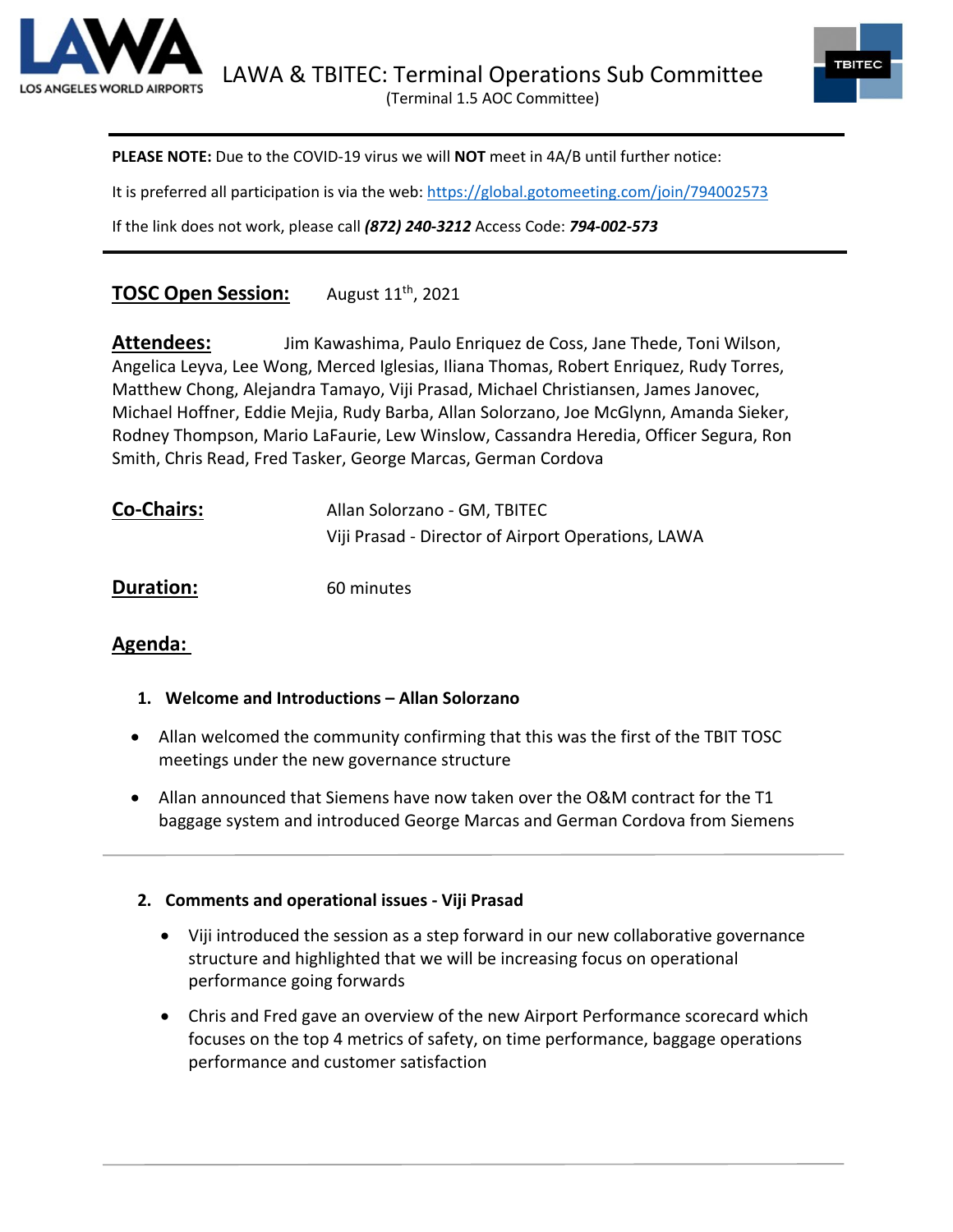# LAWA & TBITEC: Terminal Operations Sub Committee

(Terminal 1.5 AOC Committee)

---

**PLEASE NOTE:** Due to the COVID-19 virus we will **NOT** meet in 4A/B until further notice:

It is preferred all participation is via the web: https://global.gotomeeting.com/join/794002573

If the link does not work, please call ***(872) 240-3212*** Access Code: ***794-002-573***

---

**TOSC Open Session:** August 11th, 2021

**Attendees:** Jim Kawashima, Paulo Enriquez de Coss, Jane Thede, Toni Wilson, Angelica Leyva, Lee Wong, Merced Iglesias, Iliana Thomas, Robert Enriquez, Rudy Torres, Matthew Chong, Alejandra Tamayo, Viji Prasad, Michael Christiansen, James Janovec, Michael Hoffner, Eddie Mejia, Rudy Barba, Allan Solorzano, Joe McGlynn, Amanda Sieker, Rodney Thompson, Mario LaFaurie, Lew Winslow, Cassandra Heredia, Officer Segura, Ron Smith, Chris Read, Fred Tasker, George Marcas, German Cordova

**Co-Chairs:** Allan Solorzano - GM, TBITEC
Viji Prasad - Director of Airport Operations, LAWA

**Duration:** 60 minutes

**Agenda:**

1. **Welcome and Introductions – Allan Solorzano**

- Allan welcomed the community confirming that this was the first of the TBIT TOSC meetings under the new governance structure
- Allan announced that Siemens have now taken over the O&M contract for the T1 baggage system and introduced George Marcas and German Cordova from Siemens

---

2. **Comments and operational issues - Viji Prasad**

- Viji introduced the session as a step forward in our new collaborative governance structure and highlighted that we will be increasing focus on operational performance going forwards
- Chris and Fred gave an overview of the new Airport Performance scorecard which focuses on the top 4 metrics of safety, on time performance, baggage operations performance and customer satisfaction

---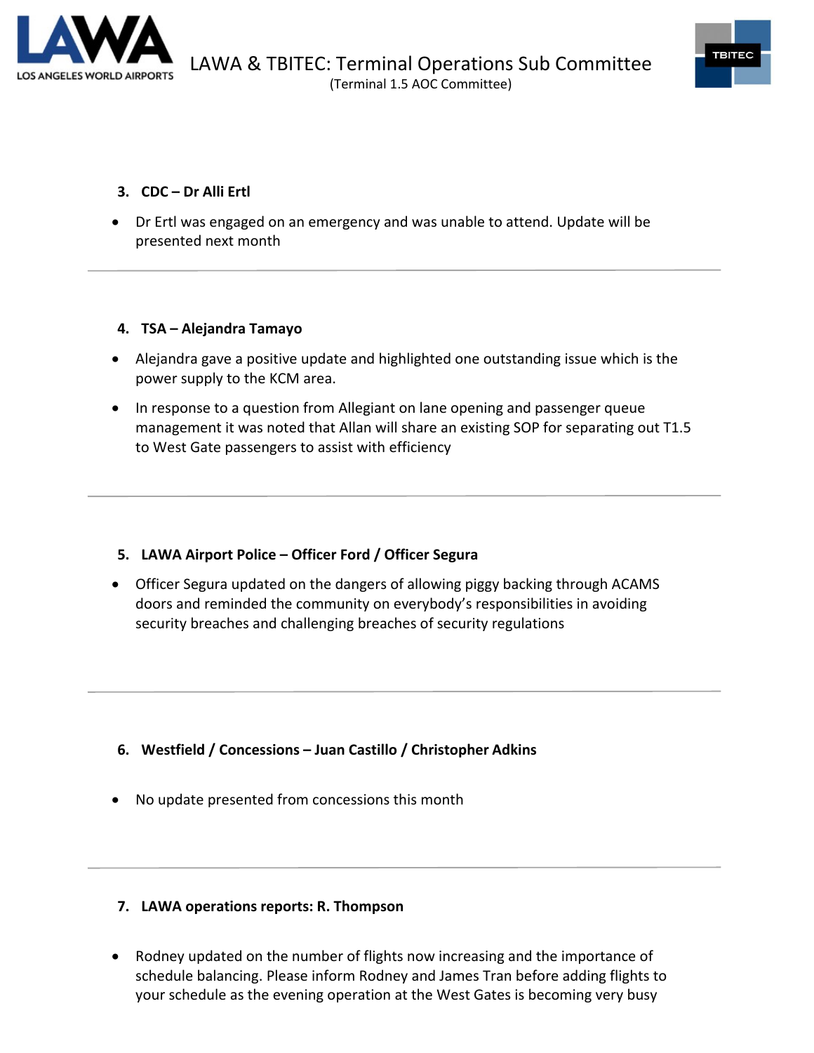3. **CDC – Dr Alli Ertl**

- Dr Ertl was engaged on an emergency and was unable to attend. Update will be presented next month

---

4. **TSA – Alejandra Tamayo**

- Alejandra gave a positive update and highlighted one outstanding issue which is the power supply to the KCM area.
- In response to a question from Allegiant on lane opening and passenger queue management it was noted that Allan will share an existing SOP for separating out T1.5 to West Gate passengers to assist with efficiency

---

5. **LAWA Airport Police – Officer Ford / Officer Segura**

- Officer Segura updated on the dangers of allowing piggy backing through ACAMS doors and reminded the community on everybody's responsibilities in avoiding security breaches and challenging breaches of security regulations

---

6. **Westfield / Concessions – Juan Castillo / Christopher Adkins**

- No update presented from concessions this month

---

7. **LAWA operations reports: R. Thompson**

- Rodney updated on the number of flights now increasing and the importance of schedule balancing. Please inform Rodney and James Tran before adding flights to your schedule as the evening operation at the West Gates is becoming very busy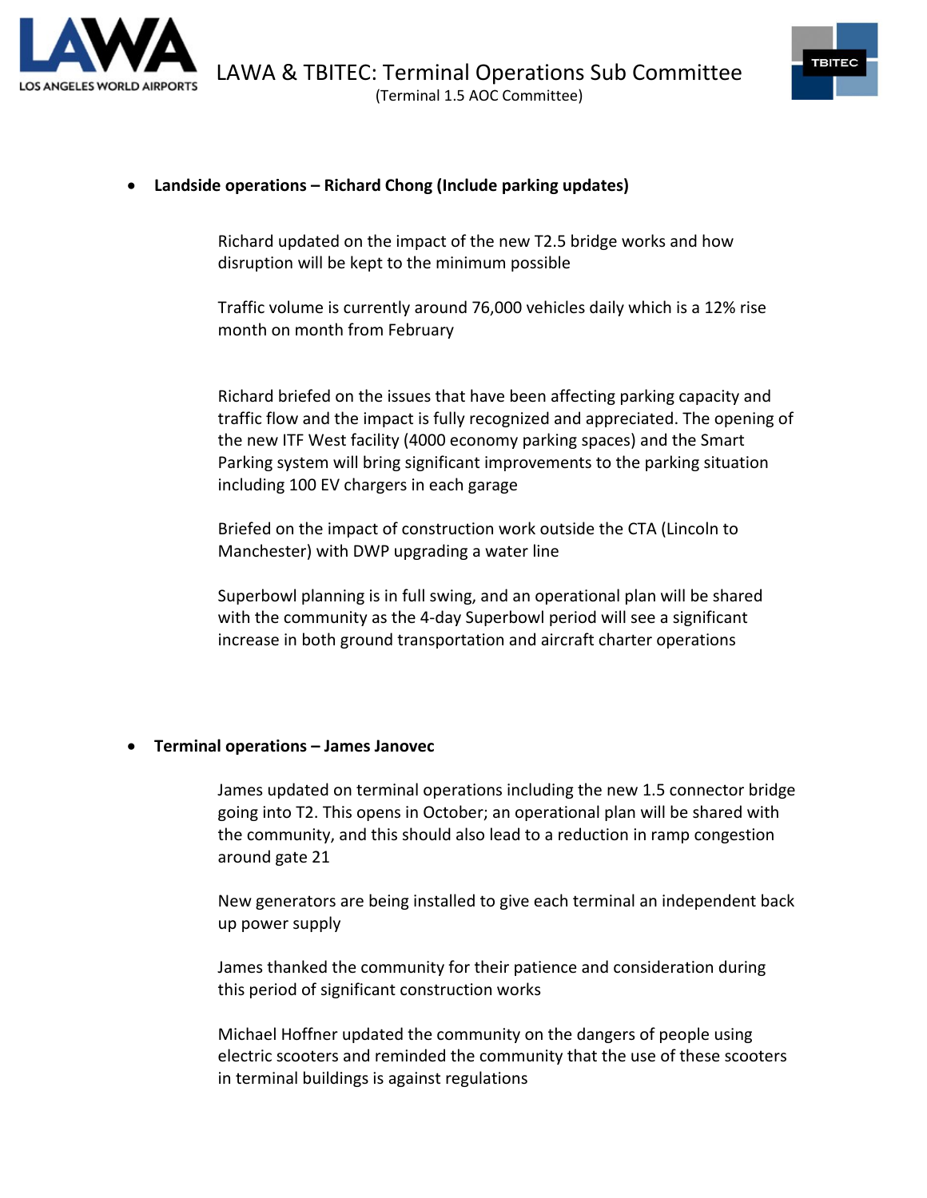- **Landside operations – Richard Chong (Include parking updates)**

  Richard updated on the impact of the new T2.5 bridge works and how disruption will be kept to the minimum possible

  Traffic volume is currently around 76,000 vehicles daily which is a 12% rise month on month from February

  Richard briefed on the issues that have been affecting parking capacity and traffic flow and the impact is fully recognized and appreciated. The opening of the new ITF West facility (4000 economy parking spaces) and the Smart Parking system will bring significant improvements to the parking situation including 100 EV chargers in each garage

  Briefed on the impact of construction work outside the CTA (Lincoln to Manchester) with DWP upgrading a water line

  Superbowl planning is in full swing, and an operational plan will be shared with the community as the 4-day Superbowl period will see a significant increase in both ground transportation and aircraft charter operations

- **Terminal operations – James Janovec**

  James updated on terminal operations including the new 1.5 connector bridge going into T2. This opens in October; an operational plan will be shared with the community, and this should also lead to a reduction in ramp congestion around gate 21

  New generators are being installed to give each terminal an independent back up power supply

  James thanked the community for their patience and consideration during this period of significant construction works

  Michael Hoffner updated the community on the dangers of people using electric scooters and reminded the community that the use of these scooters in terminal buildings is against regulations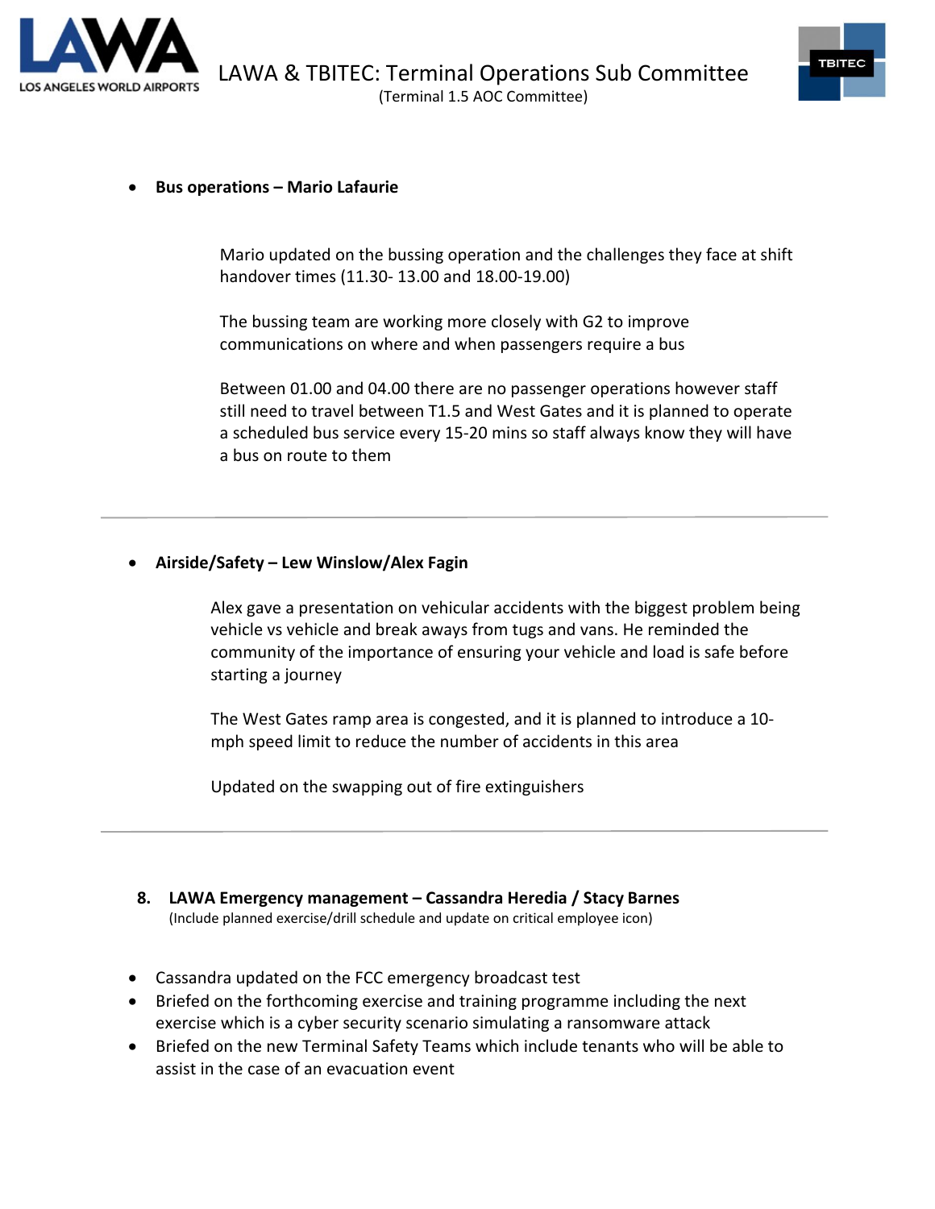- **Bus operations – Mario Lafaurie**

  Mario updated on the bussing operation and the challenges they face at shift handover times (11.30- 13.00 and 18.00-19.00)

  The bussing team are working more closely with G2 to improve communications on where and when passengers require a bus

  Between 01.00 and 04.00 there are no passenger operations however staff still need to travel between T1.5 and West Gates and it is planned to operate a scheduled bus service every 15-20 mins so staff always know they will have a bus on route to them

---

- **Airside/Safety – Lew Winslow/Alex Fagin**

  Alex gave a presentation on vehicular accidents with the biggest problem being vehicle vs vehicle and break aways from tugs and vans. He reminded the community of the importance of ensuring your vehicle and load is safe before starting a journey

  The West Gates ramp area is congested, and it is planned to introduce a 10-mph speed limit to reduce the number of accidents in this area

  Updated on the swapping out of fire extinguishers

---

8. **LAWA Emergency management – Cassandra Heredia / Stacy Barnes**
   (Include planned exercise/drill schedule and update on critical employee icon)

- Cassandra updated on the FCC emergency broadcast test
- Briefed on the forthcoming exercise and training programme including the next exercise which is a cyber security scenario simulating a ransomware attack
- Briefed on the new Terminal Safety Teams which include tenants who will be able to assist in the case of an evacuation event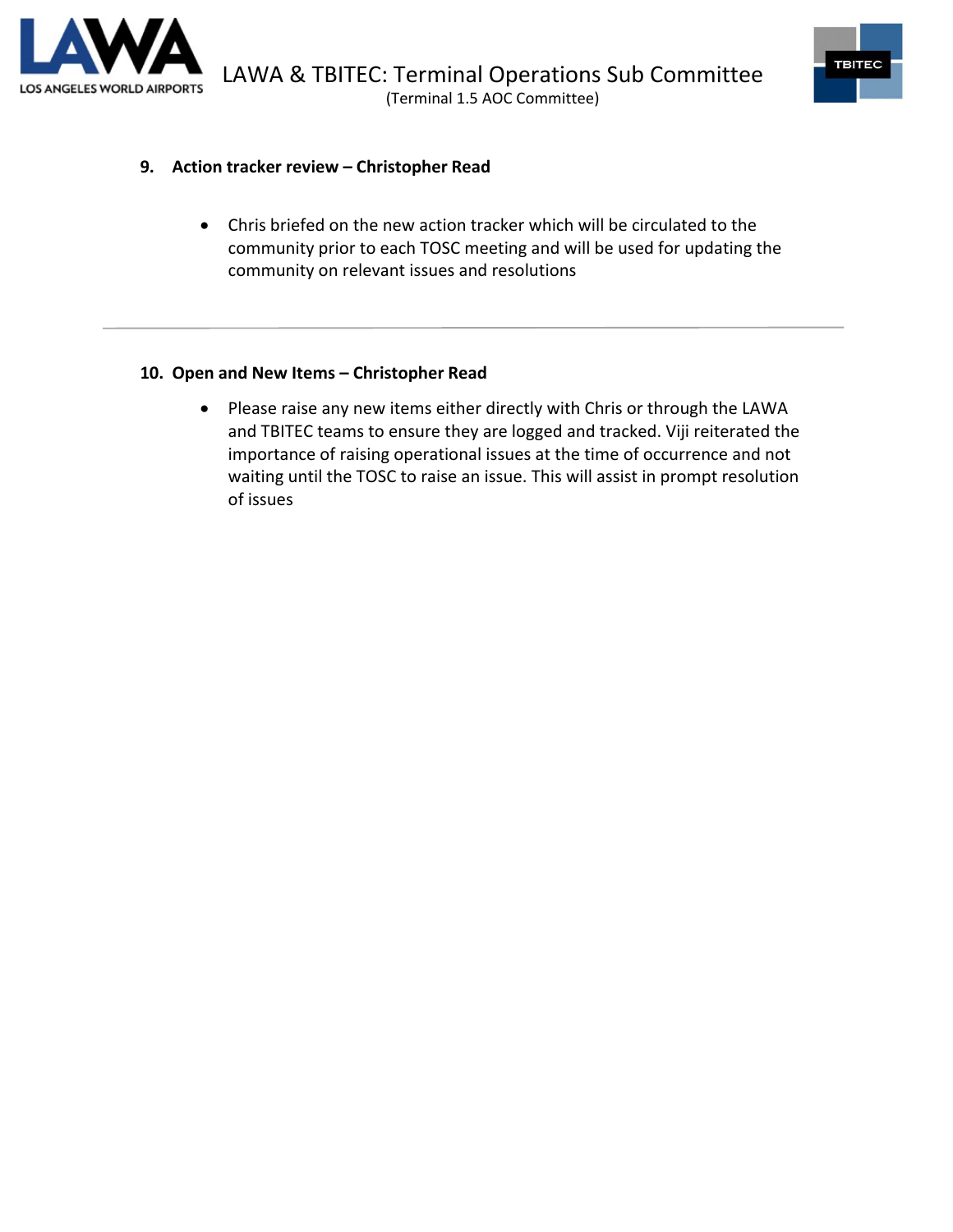## 9. Action tracker review – Christopher Read

- Chris briefed on the new action tracker which will be circulated to the community prior to each TOSC meeting and will be used for updating the community on relevant issues and resolutions

---

## 10. Open and New Items – Christopher Read

- Please raise any new items either directly with Chris or through the LAWA and TBITEC teams to ensure they are logged and tracked. Viji reiterated the importance of raising operational issues at the time of occurrence and not waiting until the TOSC to raise an issue. This will assist in prompt resolution of issues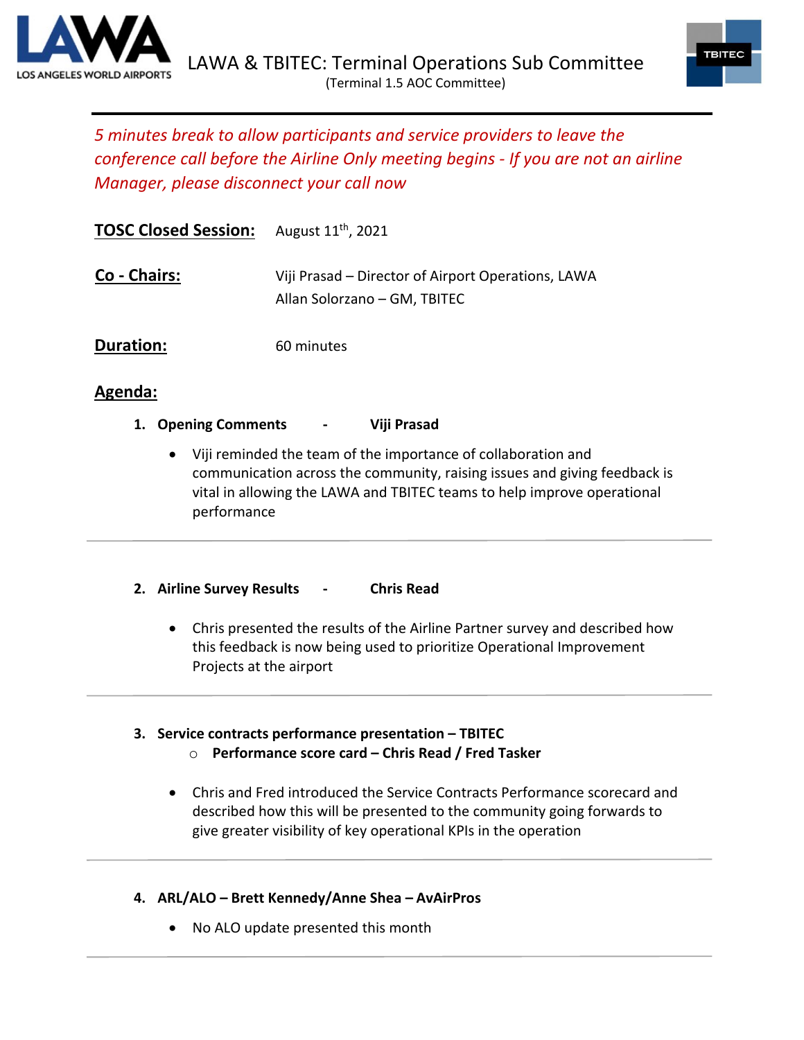# LAWA & TBITEC: Terminal Operations Sub Committee

(Terminal 1.5 AOC Committee)

---

*5 minutes break to allow participants and service providers to leave the conference call before the Airline Only meeting begins - If you are not an airline Manager, please disconnect your call now*

**TOSC Closed Session:** August 11th, 2021

**Co - Chairs:** Viji Prasad – Director of Airport Operations, LAWA
Allan Solorzano – GM, TBITEC

**Duration:** 60 minutes

## Agenda:

1. **Opening Comments - Viji Prasad**

   - Viji reminded the team of the importance of collaboration and communication across the community, raising issues and giving feedback is vital in allowing the LAWA and TBITEC teams to help improve operational performance

---

2. **Airline Survey Results - Chris Read**

   - Chris presented the results of the Airline Partner survey and described how this feedback is now being used to prioritize Operational Improvement Projects at the airport

---

3. **Service contracts performance presentation – TBITEC**
   - **Performance score card – Chris Read / Fred Tasker**

   - Chris and Fred introduced the Service Contracts Performance scorecard and described how this will be presented to the community going forwards to give greater visibility of key operational KPIs in the operation

---

4. **ARL/ALO – Brett Kennedy/Anne Shea – AvAirPros**

   - No ALO update presented this month

---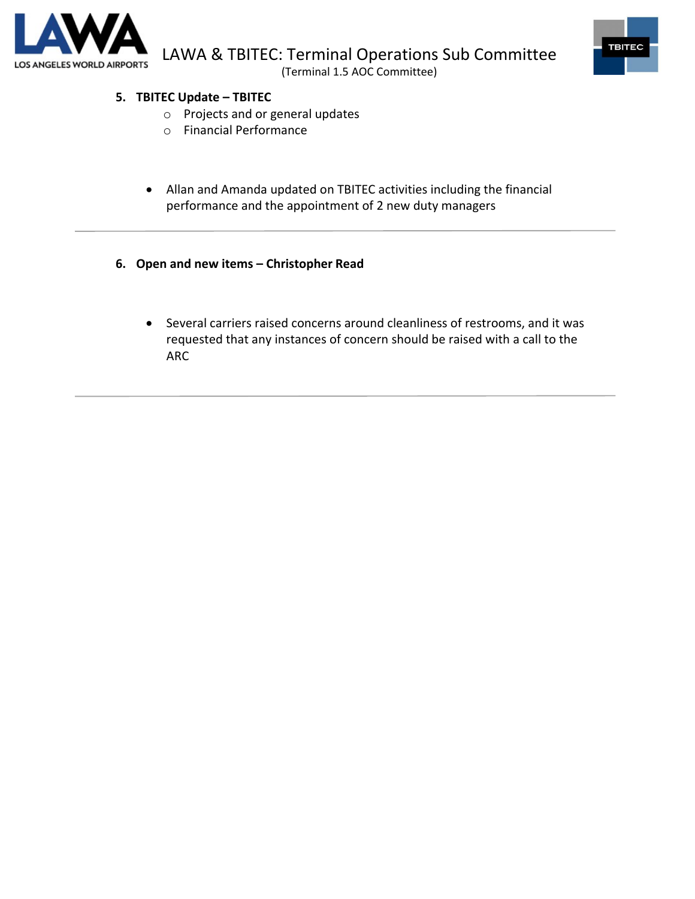5. **TBITEC Update – TBITEC**
    - Projects and or general updates
    - Financial Performance

- Allan and Amanda updated on TBITEC activities including the financial performance and the appointment of 2 new duty managers

---

6. **Open and new items – Christopher Read**

- Several carriers raised concerns around cleanliness of restrooms, and it was requested that any instances of concern should be raised with a call to the ARC

---